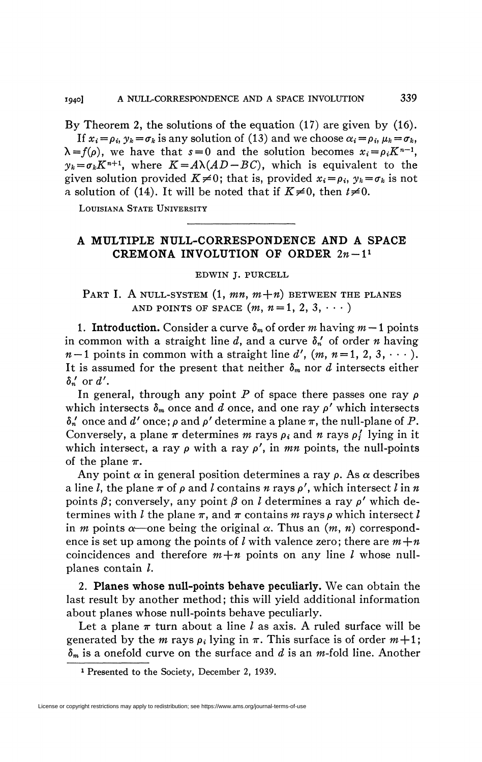By Theorem 2, the solutions of the equation (17) are given by (16).

If $x_i = \rho_i$, $y_k = \sigma_k$ is any solution of (13) and we choose $\alpha_i = \rho_i$, $\mu_k = \sigma_k$, $\lambda = f(\rho)$, we have that $s = 0$ and the solution becomes $x_i = \rho_i K^{n-1}$, $y_k = \sigma_k K^{n+1}$, where $K = A\lambda(AD - BC)$, which is equivalent to the given solution provided $K \neq 0$; that is, provided $x_i = \rho_i$, $y_k = \sigma_k$ is not a solution of (14). It will be noted that if $K \neq 0$, then $t \neq 0$.

Louisiana State University

---

# A MULTIPLE NULL-CORRESPONDENCE AND A SPACE CREMONA INVOLUTION OF ORDER $2n-1$[1]

EDWIN J. PURCELL

## Part I. A null-system $(1, mn, m+n)$ between the planes and points of space $(m, n = 1, 2, 3, \cdots)$

1. **Introduction.** Consider a curve $\delta_m$ of order $m$ having $m-1$ points in common with a straight line $d$, and a curve $\delta_n'$ of order $n$ having $n-1$ points in common with a straight line $d'$, $(m, n = 1, 2, 3, \cdots)$. It is assumed for the present that neither $\delta_m$ nor $d$ intersects either $\delta_n'$ or $d'$.

In general, through any point $P$ of space there passes one ray $\rho$ which intersects $\delta_m$ once and $d$ once, and one ray $\rho'$ which intersects $\delta_n'$ once and $d'$ once; $\rho$ and $\rho'$ determine a plane $\pi$, the null-plane of $P$. Conversely, a plane $\pi$ determines $m$ rays $\rho_i$ and $n$ rays $\rho_j'$ lying in it which intersect, a ray $\rho$ with a ray $\rho'$, in $mn$ points, the null-points of the plane $\pi$.

Any point $\alpha$ in general position determines a ray $\rho$. As $\alpha$ describes a line $l$, the plane $\pi$ of $\rho$ and $l$ contains $n$ rays $\rho'$, which intersect $l$ in $n$ points $\beta$; conversely, any point $\beta$ on $l$ determines a ray $\rho'$ which determines with $l$ the plane $\pi$, and $\pi$ contains $m$ rays $\rho$ which intersect $l$ in $m$ points $\alpha$—one being the original $\alpha$. Thus an $(m, n)$ correspondence is set up among the points of $l$ with valence zero; there are $m+n$ coincidences and therefore $m+n$ points on any line $l$ whose null-planes contain $l$.

2. **Planes whose null-points behave peculiarly.** We can obtain the last result by another method; this will yield additional information about planes whose null-points behave peculiarly.

Let a plane $\pi$ turn about a line $l$ as axis. A ruled surface will be generated by the $m$ rays $\rho_i$ lying in $\pi$. This surface is of order $m+1$; $\delta_m$ is a onefold curve on the surface and $d$ is an $m$-fold line. Another

[1] Presented to the Society, December 2, 1939.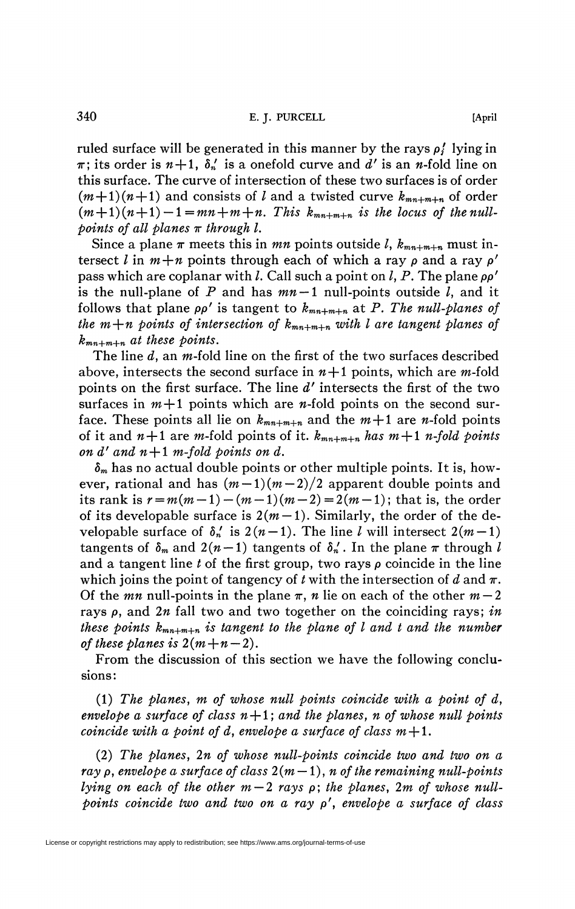ruled surface will be generated in this manner by the rays $\rho_i'$ lying in $\pi$; its order is $n+1$, $\delta_n'$ is a onefold curve and $d'$ is an $n$-fold line on this surface. The curve of intersection of these two surfaces is of order $(m+1)(n+1)$ and consists of $l$ and a twisted curve $k_{mn+m+n}$ of order $(m+1)(n+1)-1=mn+m+n$. *This* $k_{mn+m+n}$ *is the locus of the null-points of all planes* $\pi$ *through* $l$.

Since a plane $\pi$ meets this in $mn$ points outside $l$, $k_{mn+m+n}$ must intersect $l$ in $m+n$ points through each of which a ray $\rho$ and a ray $\rho'$ pass which are coplanar with $l$. Call such a point on $l$, $P$. The plane $\rho\rho'$ is the null-plane of $P$ and has $mn-1$ null-points outside $l$, and it follows that plane $\rho\rho'$ is tangent to $k_{mn+m+n}$ at $P$. *The null-planes of the* $m+n$ *points of intersection of* $k_{mn+m+n}$ *with* $l$ *are tangent planes of* $k_{mn+m+n}$ *at these points.*

The line $d$, an $m$-fold line on the first of the two surfaces described above, intersects the second surface in $n+1$ points, which are $m$-fold points on the first surface. The line $d'$ intersects the first of the two surfaces in $m+1$ points which are $n$-fold points on the second surface. These points all lie on $k_{mn+m+n}$ and the $m+1$ are $n$-fold points of it and $n+1$ are $m$-fold points of it. $k_{mn+m+n}$ *has* $m+1$ $n$*-fold points on* $d'$ *and* $n+1$ $m$*-fold points on* $d$.

$\delta_m$ has no actual double points or other multiple points. It is, however, rational and has $(m-1)(m-2)/2$ apparent double points and its rank is $r=m(m-1)-(m-1)(m-2)=2(m-1)$; that is, the order of its developable surface is $2(m-1)$. Similarly, the order of the developable surface of $\delta_n'$ is $2(n-1)$. The line $l$ will intersect $2(m-1)$ tangents of $\delta_m$ and $2(n-1)$ tangents of $\delta_n'$. In the plane $\pi$ through $l$ and a tangent line $t$ of the first group, two rays $\rho$ coincide in the line which joins the point of tangency of $t$ with the intersection of $d$ and $\pi$. Of the $mn$ null-points in the plane $\pi$, $n$ lie on each of the other $m-2$ rays $\rho$, and $2n$ fall two and two together on the coinciding rays; *in these points* $k_{mn+m+n}$ *is tangent to the plane of* $l$ *and* $t$ *and the number of these planes is* $2(m+n-2)$.

From the discussion of this section we have the following conclusions:

(1) *The planes,* $m$ *of whose null points coincide with a point of* $d$, *envelope a surface of class* $n+1$; *and the planes,* $n$ *of whose null points coincide with a point of* $d$, *envelope a surface of class* $m+1$.

(2) *The planes,* $2n$ *of whose null-points coincide two and two on a ray* $\rho$, *envelope a surface of class* $2(m-1)$, $n$ *of the remaining null-points lying on each of the other* $m-2$ *rays* $\rho$; *the planes,* $2m$ *of whose null-points coincide two and two on a ray* $\rho'$, *envelope a surface of class*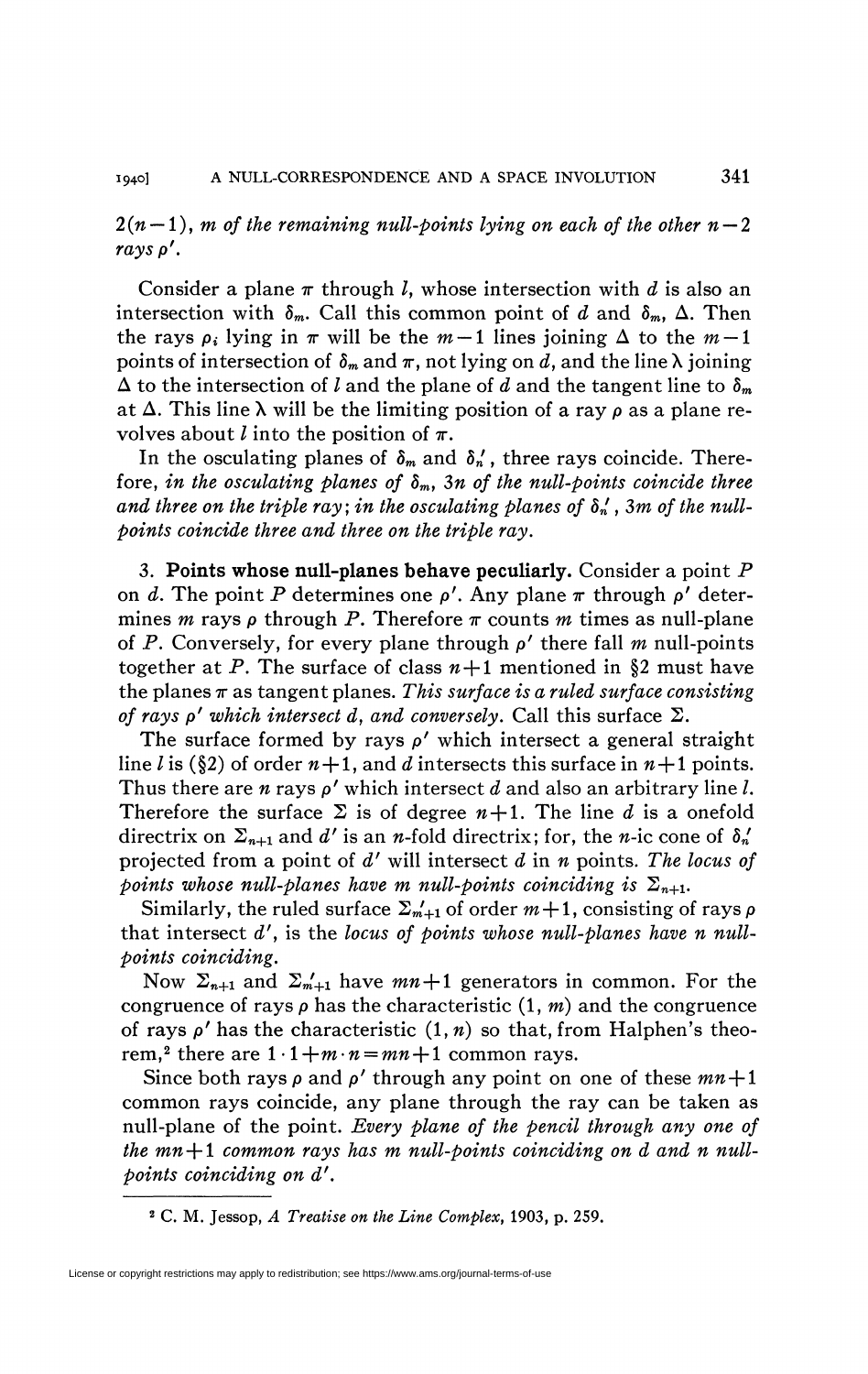$2(n-1)$, *$m$ of the remaining null-points lying on each of the other $n-2$ rays $\rho'$.*

Consider a plane $\pi$ through $l$, whose intersection with $d$ is also an intersection with $\delta_m$. Call this common point of $d$ and $\delta_m$, $\Delta$. Then the rays $\rho_i$ lying in $\pi$ will be the $m-1$ lines joining $\Delta$ to the $m-1$ points of intersection of $\delta_m$ and $\pi$, not lying on $d$, and the line $\lambda$ joining $\Delta$ to the intersection of $l$ and the plane of $d$ and the tangent line to $\delta_m$ at $\Delta$. This line $\lambda$ will be the limiting position of a ray $\rho$ as a plane revolves about $l$ into the position of $\pi$.

In the osculating planes of $\delta_m$ and $\delta_n'$, three rays coincide. Therefore, *in the osculating planes of $\delta_m$, $3n$ of the null-points coincide three and three on the triple ray; in the osculating planes of $\delta_n'$, $3m$ of the null-points coincide three and three on the triple ray.*

3. **Points whose null-planes behave peculiarly.** Consider a point $P$ on $d$. The point $P$ determines one $\rho'$. Any plane $\pi$ through $\rho'$ determines $m$ rays $\rho$ through $P$. Therefore $\pi$ counts $m$ times as null-plane of $P$. Conversely, for every plane through $\rho'$ there fall $m$ null-points together at $P$. The surface of class $n+1$ mentioned in §2 must have the planes $\pi$ as tangent planes. *This surface is a ruled surface consisting of rays $\rho'$ which intersect $d$, and conversely.* Call this surface $\Sigma$.

The surface formed by rays $\rho'$ which intersect a general straight line $l$ is (§2) of order $n+1$, and $d$ intersects this surface in $n+1$ points. Thus there are $n$ rays $\rho'$ which intersect $d$ and also an arbitrary line $l$. Therefore the surface $\Sigma$ is of degree $n+1$. The line $d$ is a onefold directrix on $\Sigma_{n+1}$ and $d'$ is an $n$-fold directrix; for, the $n$-ic cone of $\delta_n'$ projected from a point of $d'$ will intersect $d$ in $n$ points. *The locus of points whose null-planes have $m$ null-points coinciding is $\Sigma_{n+1}$.*

Similarly, the ruled surface $\Sigma'_{m+1}$ of order $m+1$, consisting of rays $\rho$ that intersect $d'$, is the *locus of points whose null-planes have $n$ null-points coinciding.*

Now $\Sigma_{n+1}$ and $\Sigma'_{m+1}$ have $mn+1$ generators in common. For the congruence of rays $\rho$ has the characteristic $(1, m)$ and the congruence of rays $\rho'$ has the characteristic $(1, n)$ so that, from Halphen's theorem,[2] there are $1\cdot 1+m\cdot n=mn+1$ common rays.

Since both rays $\rho$ and $\rho'$ through any point on one of these $mn+1$ common rays coincide, any plane through the ray can be taken as null-plane of the point. *Every plane of the pencil through any one of the $mn+1$ common rays has $m$ null-points coinciding on $d$ and $n$ null-points coinciding on $d'$.*

---

[2] C. M. Jessop, *A Treatise on the Line Complex*, 1903, p. 259.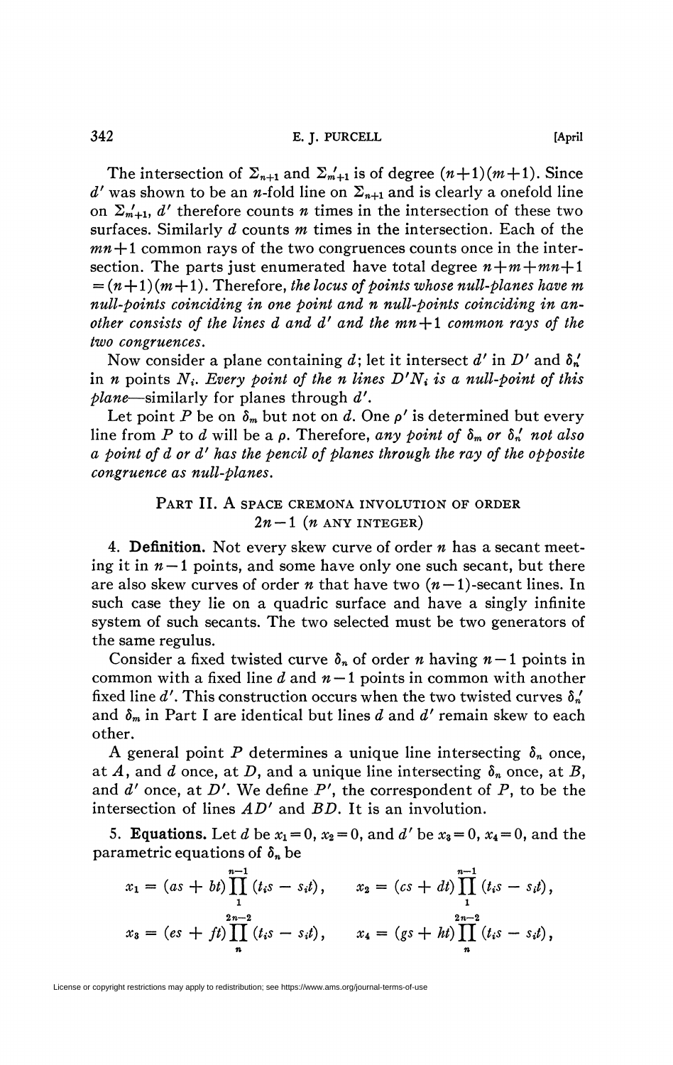The intersection of $\Sigma_{n+1}$ and $\Sigma'_{m+1}$ is of degree $(n+1)(m+1)$. Since $d'$ was shown to be an $n$-fold line on $\Sigma_{n+1}$ and is clearly a onefold line on $\Sigma'_{m+1}$, $d'$ therefore counts $n$ times in the intersection of these two surfaces. Similarly $d$ counts $m$ times in the intersection. Each of the $mn+1$ common rays of the two congruences counts once in the intersection. The parts just enumerated have total degree $n+m+mn+1 = (n+1)(m+1)$. Therefore, *the locus of points whose null-planes have $m$ null-points coinciding in one point and $n$ null-points coinciding in another consists of the lines $d$ and $d'$ and the $mn+1$ common rays of the two congruences.*

Now consider a plane containing $d$; let it intersect $d'$ in $D'$ and $\delta'_n$ in $n$ points $N_i$. *Every point of the $n$ lines $D'N_i$ is a null-point of this plane*—similarly for planes through $d'$.

Let point $P$ be on $\delta_m$ but not on $d$. One $\rho'$ is determined but every line from $P$ to $d$ will be a $\rho$. Therefore, *any point of $\delta_m$ or $\delta'_n$ not also a point of $d$ or $d'$ has the pencil of planes through the ray of the opposite congruence as null-planes.*

## Part II. A space Cremona involution of order $2n-1$ ($n$ any integer)

**4. Definition.** Not every skew curve of order $n$ has a secant meeting it in $n-1$ points, and some have only one such secant, but there are also skew curves of order $n$ that have two $(n-1)$-secant lines. In such case they lie on a quadric surface and have a singly infinite system of such secants. The two selected must be two generators of the same regulus.

Consider a fixed twisted curve $\delta_n$ of order $n$ having $n-1$ points in common with a fixed line $d$ and $n-1$ points in common with another fixed line $d'$. This construction occurs when the two twisted curves $\delta'_n$ and $\delta_m$ in Part I are identical but lines $d$ and $d'$ remain skew to each other.

A general point $P$ determines a unique line intersecting $\delta_n$ once, at $A$, and $d$ once, at $D$, and a unique line intersecting $\delta_n$ once, at $B$, and $d'$ once, at $D'$. We define $P'$, the correspondent of $P$, to be the intersection of lines $AD'$ and $BD$. It is an involution.

**5. Equations.** Let $d$ be $x_1=0$, $x_2=0$, and $d'$ be $x_3=0$, $x_4=0$, and the parametric equations of $\delta_n$ be

$$x_1 = (as+bt)\prod_{1}^{n-1}(t_is - s_it), \qquad x_2 = (cs+dt)\prod_{1}^{n-1}(t_is - s_it),$$

$$x_3 = (es+ft)\prod_{n}^{2n-2}(t_is - s_it), \qquad x_4 = (gs+ht)\prod_{n}^{2n-2}(t_is - s_it),$$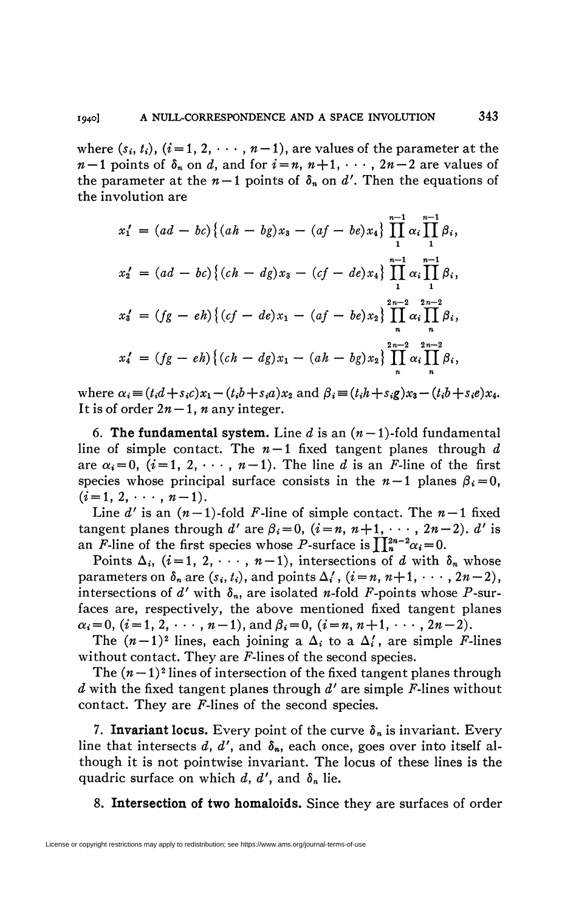where $(s_i, t_i)$, $(i=1, 2, \cdots, n-1)$, are values of the parameter at the $n-1$ points of $\delta_n$ on $d$, and for $i=n, n+1, \cdots, 2n-2$ are values of the parameter at the $n-1$ points of $\delta_n$ on $d'$. Then the equations of the involution are

$$x_1' = (ad - bc)\{(ah - bg)x_3 - (af - be)x_4\} \prod_1^{n-1} \alpha_i \prod_1^{n-1} \beta_i,$$

$$x_2' = (ad - bc)\{(ch - dg)x_3 - (cf - de)x_4\} \prod_1^{n-1} \alpha_i \prod_1^{n-1} \beta_i,$$

$$x_3' = (fg - eh)\{(cf - de)x_1 - (af - be)x_2\} \prod_n^{2n-2} \alpha_i \prod_n^{2n-2} \beta_i,$$

$$x_4' = (fg - eh)\{(ch - dg)x_1 - (ah - bg)x_2\} \prod_n^{2n-2} \alpha_i \prod_n^{2n-2} \beta_i,$$

where $\alpha_i \equiv (t_i d + s_i c)x_1 - (t_i b + s_i a)x_2$ and $\beta_i \equiv (t_i h + s_i g)x_3 - (t_i b + s_i e)x_4$. It is of order $2n-1$, $n$ any integer.

6. **The fundamental system.** Line $d$ is an $(n-1)$-fold fundamental line of simple contact. The $n-1$ fixed tangent planes through $d$ are $\alpha_i = 0$, $(i=1, 2, \cdots, n-1)$. The line $d$ is an $F$-line of the first species whose principal surface consists in the $n-1$ planes $\beta_i = 0$, $(i=1, 2, \cdots, n-1)$.

Line $d'$ is an $(n-1)$-fold $F$-line of simple contact. The $n-1$ fixed tangent planes through $d'$ are $\beta_i = 0$, $(i=n, n+1, \cdots, 2n-2)$. $d'$ is an $F$-line of the first species whose $P$-surface is $\prod_n^{2n-2} \alpha_i = 0$.

Points $\Delta_i$, $(i=1, 2, \cdots, n-1)$, intersections of $d$ with $\delta_n$ whose parameters on $\delta_n$ are $(s_i, t_i)$, and points $\Delta_i'$, $(i=n, n+1, \cdots, 2n-2)$, intersections of $d'$ with $\delta_n$, are isolated $n$-fold $F$-points whose $P$-surfaces are, respectively, the above mentioned fixed tangent planes $\alpha_i = 0$, $(i=1, 2, \cdots, n-1)$, and $\beta_i = 0$, $(i=n, n+1, \cdots, 2n-2)$.

The $(n-1)^2$ lines, each joining a $\Delta_i$ to a $\Delta_i'$, are simple $F$-lines without contact. They are $F$-lines of the second species.

The $(n-1)^2$ lines of intersection of the fixed tangent planes through $d$ with the fixed tangent planes through $d'$ are simple $F$-lines without contact. They are $F$-lines of the second species.

7. **Invariant locus.** Every point of the curve $\delta_n$ is invariant. Every line that intersects $d$, $d'$, and $\delta_n$, each once, goes over into itself although it is not pointwise invariant. The locus of these lines is the quadric surface on which $d$, $d'$, and $\delta_n$ lie.

8. **Intersection of two homaloids.** Since they are surfaces of order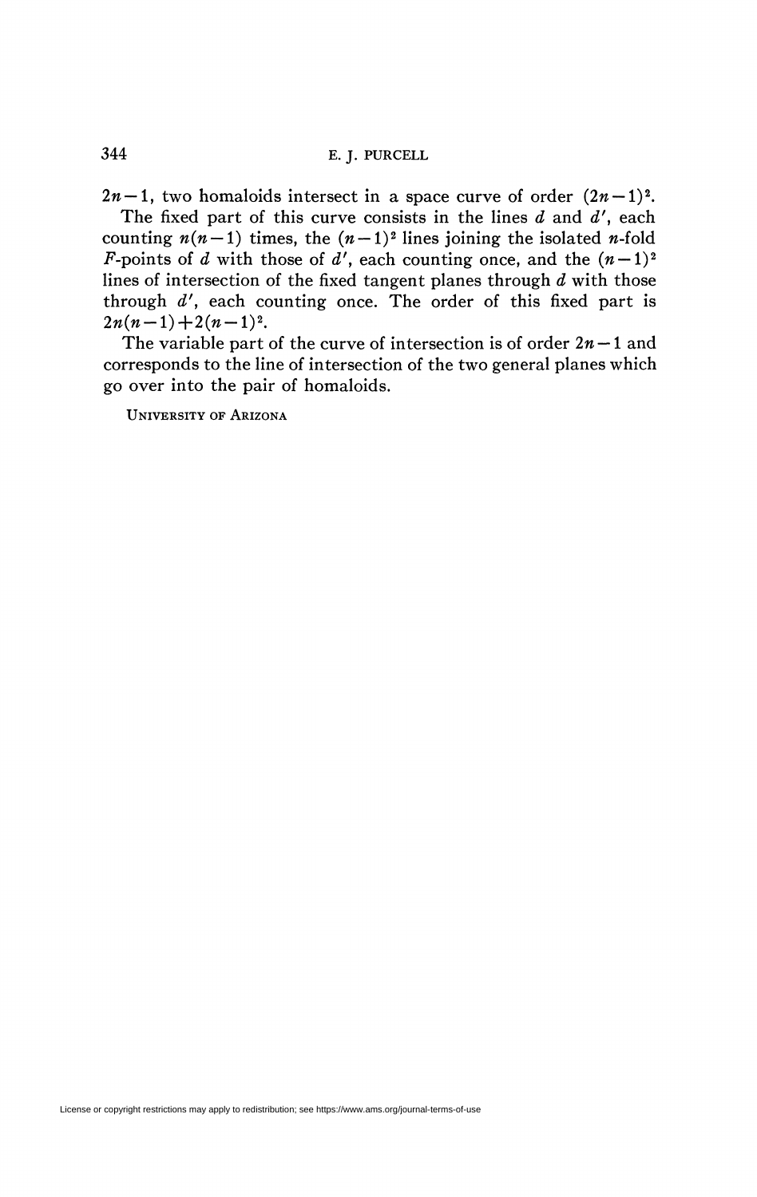$2n-1$, two homaloids intersect in a space curve of order $(2n-1)^2$.

The fixed part of this curve consists in the lines $d$ and $d'$, each counting $n(n-1)$ times, the $(n-1)^2$ lines joining the isolated $n$-fold $F$-points of $d$ with those of $d'$, each counting once, and the $(n-1)^2$ lines of intersection of the fixed tangent planes through $d$ with those through $d'$, each counting once. The order of this fixed part is $2n(n-1)+2(n-1)^2$.

The variable part of the curve of intersection is of order $2n-1$ and corresponds to the line of intersection of the two general planes which go over into the pair of homaloids.

University of Arizona

License or copyright restrictions may apply to redistribution; see https://www.ams.org/journal-terms-of-use